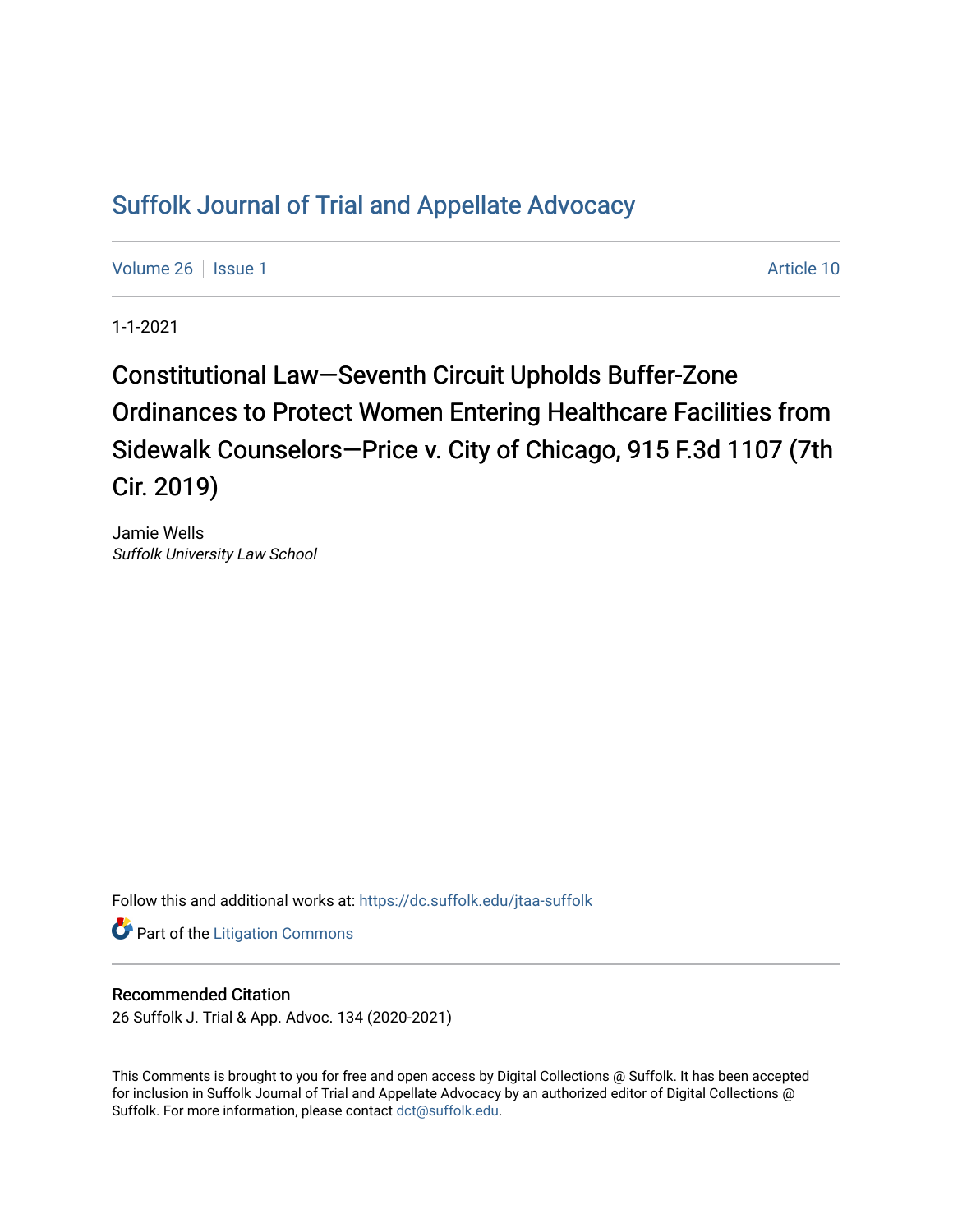# Suffolk Journal of Trial and Appellate Advocacy

Volume 26 | Issue 1 — Article 10

1-1-2021

## Constitutional Law—Seventh Circuit Upholds Buffer-Zone Ordinances to Protect Women Entering Healthcare Facilities from Sidewalk Counselors—Price v. City of Chicago, 915 F.3d 1107 (7th Cir. 2019)

Jamie Wells
*Suffolk University Law School*

Follow this and additional works at: https://dc.suffolk.edu/jtaa-suffolk

Part of the Litigation Commons

### Recommended Citation

26 Suffolk J. Trial & App. Advoc. 134 (2020-2021)

This Comments is brought to you for free and open access by Digital Collections @ Suffolk. It has been accepted for inclusion in Suffolk Journal of Trial and Appellate Advocacy by an authorized editor of Digital Collections @ Suffolk. For more information, please contact dct@suffolk.edu.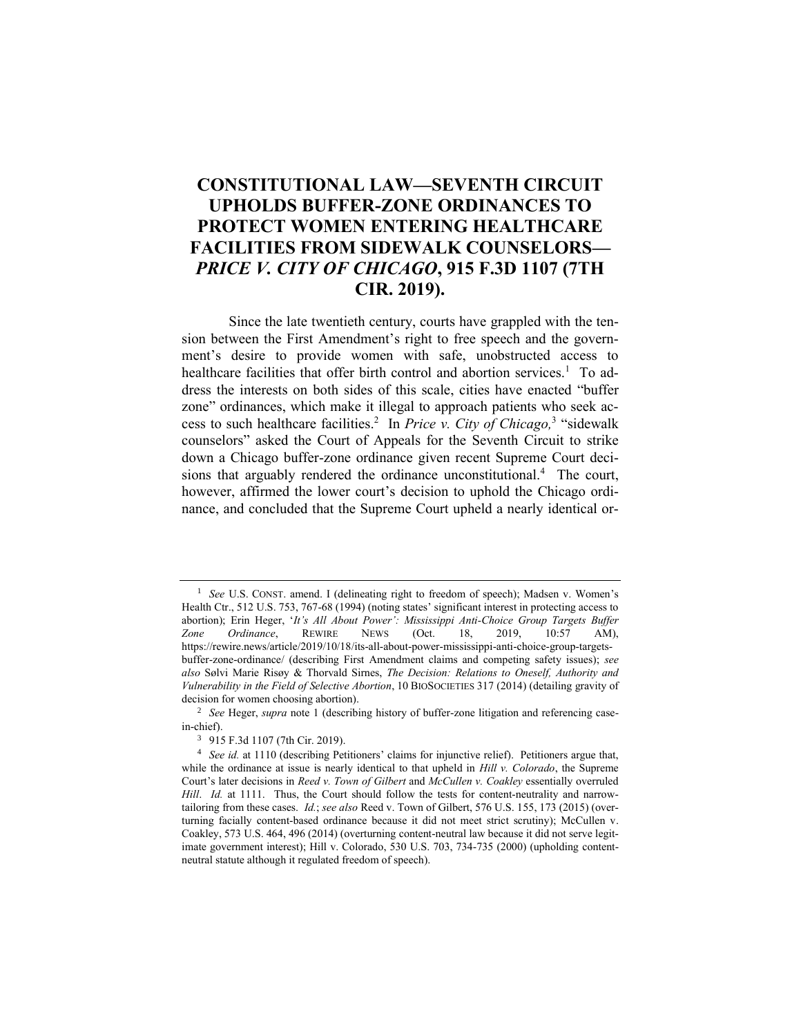# CONSTITUTIONAL LAW—SEVENTH CIRCUIT UPHOLDS BUFFER-ZONE ORDINANCES TO PROTECT WOMEN ENTERING HEALTHCARE FACILITIES FROM SIDEWALK COUNSELORS—*PRICE V. CITY OF CHICAGO*, 915 F.3D 1107 (7TH CIR. 2019).

Since the late twentieth century, courts have grappled with the tension between the First Amendment's right to free speech and the government's desire to provide women with safe, unobstructed access to healthcare facilities that offer birth control and abortion services.[1] To address the interests on both sides of this scale, cities have enacted "buffer zone" ordinances, which make it illegal to approach patients who seek access to such healthcare facilities.[2] In *Price v. City of Chicago,*[3] "sidewalk counselors" asked the Court of Appeals for the Seventh Circuit to strike down a Chicago buffer-zone ordinance given recent Supreme Court decisions that arguably rendered the ordinance unconstitutional.[4] The court, however, affirmed the lower court's decision to uphold the Chicago ordinance, and concluded that the Supreme Court upheld a nearly identical or-

---

[1] *See* U.S. CONST. amend. I (delineating right to freedom of speech); Madsen v. Women's Health Ctr., 512 U.S. 753, 767-68 (1994) (noting states' significant interest in protecting access to abortion); Erin Heger, '*It's All About Power': Mississippi Anti-Choice Group Targets Buffer Zone Ordinance*, REWIRE NEWS (Oct. 18, 2019, 10:57 AM), https://rewire.news/article/2019/10/18/its-all-about-power-mississippi-anti-choice-group-targets-buffer-zone-ordinance/ (describing First Amendment claims and competing safety issues); *see also* Sølvi Marie Risøy & Thorvald Sirnes, *The Decision: Relations to Oneself, Authority and Vulnerability in the Field of Selective Abortion*, 10 BIOSOCIETIES 317 (2014) (detailing gravity of decision for women choosing abortion).

[2] *See* Heger, *supra* note 1 (describing history of buffer-zone litigation and referencing case-in-chief).

[3] 915 F.3d 1107 (7th Cir. 2019).

[4] *See id.* at 1110 (describing Petitioners' claims for injunctive relief). Petitioners argue that, while the ordinance at issue is nearly identical to that upheld in *Hill v. Colorado*, the Supreme Court's later decisions in *Reed v. Town of Gilbert* and *McCullen v. Coakley* essentially overruled *Hill*. *Id.* at 1111. Thus, the Court should follow the tests for content-neutrality and narrow-tailoring from these cases. *Id.*; *see also* Reed v. Town of Gilbert, 576 U.S. 155, 173 (2015) (overturning facially content-based ordinance because it did not meet strict scrutiny); McCullen v. Coakley, 573 U.S. 464, 496 (2014) (overturning content-neutral law because it did not serve legitimate government interest); Hill v. Colorado, 530 U.S. 703, 734-735 (2000) (upholding content-neutral statute although it regulated freedom of speech).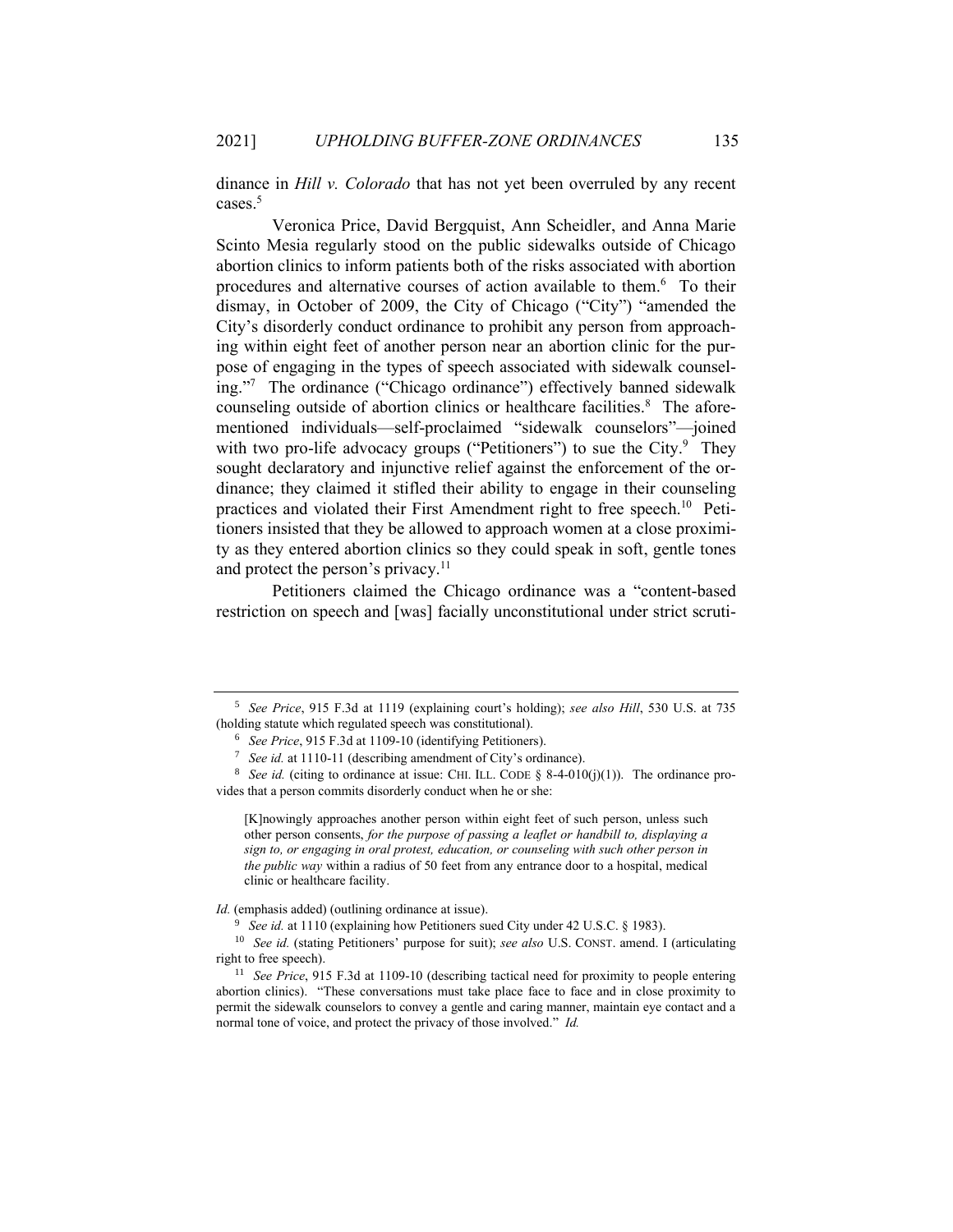dinance in *Hill v. Colorado* that has not yet been overruled by any recent cases.[5]

Veronica Price, David Bergquist, Ann Scheidler, and Anna Marie Scinto Mesia regularly stood on the public sidewalks outside of Chicago abortion clinics to inform patients both of the risks associated with abortion procedures and alternative courses of action available to them.[6] To their dismay, in October of 2009, the City of Chicago ("City") "amended the City's disorderly conduct ordinance to prohibit any person from approaching within eight feet of another person near an abortion clinic for the purpose of engaging in the types of speech associated with sidewalk counseling."[7] The ordinance ("Chicago ordinance") effectively banned sidewalk counseling outside of abortion clinics or healthcare facilities.[8] The aforementioned individuals—self-proclaimed "sidewalk counselors"—joined with two pro-life advocacy groups ("Petitioners") to sue the City.[9] They sought declaratory and injunctive relief against the enforcement of the ordinance; they claimed it stifled their ability to engage in their counseling practices and violated their First Amendment right to free speech.[10] Petitioners insisted that they be allowed to approach women at a close proximity as they entered abortion clinics so they could speak in soft, gentle tones and protect the person's privacy.[11]

Petitioners claimed the Chicago ordinance was a "content-based restriction on speech and [was] facially unconstitutional under strict scruti-

---

[5] *See Price*, 915 F.3d at 1119 (explaining court's holding); *see also Hill*, 530 U.S. at 735 (holding statute which regulated speech was constitutional).

[6] *See Price*, 915 F.3d at 1109-10 (identifying Petitioners).

[7] *See id.* at 1110-11 (describing amendment of City's ordinance).

[8] *See id.* (citing to ordinance at issue: CHI. ILL. CODE § 8-4-010(j)(1)). The ordinance provides that a person commits disorderly conduct when he or she:

> [K]nowingly approaches another person within eight feet of such person, unless such other person consents, *for the purpose of passing a leaflet or handbill to, displaying a sign to, or engaging in oral protest, education, or counseling with such other person in the public way* within a radius of 50 feet from any entrance door to a hospital, medical clinic or healthcare facility.

*Id.* (emphasis added) (outlining ordinance at issue).

[9] *See id.* at 1110 (explaining how Petitioners sued City under 42 U.S.C. § 1983).

[10] *See id.* (stating Petitioners' purpose for suit); *see also* U.S. CONST. amend. I (articulating right to free speech).

[11] *See Price*, 915 F.3d at 1109-10 (describing tactical need for proximity to people entering abortion clinics). "These conversations must take place face to face and in close proximity to permit the sidewalk counselors to convey a gentle and caring manner, maintain eye contact and a normal tone of voice, and protect the privacy of those involved." *Id.*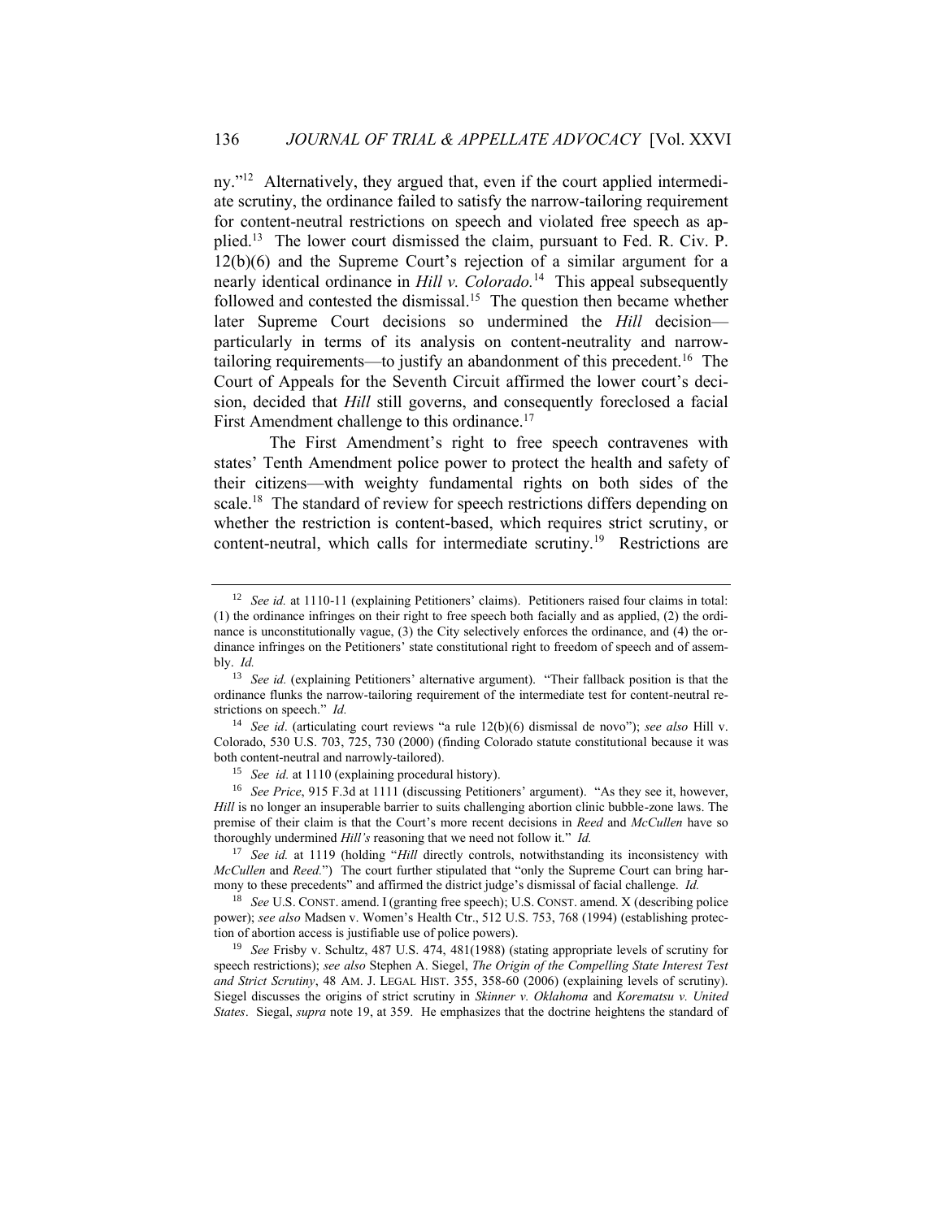ny."[12] Alternatively, they argued that, even if the court applied intermediate scrutiny, the ordinance failed to satisfy the narrow-tailoring requirement for content-neutral restrictions on speech and violated free speech as applied.[13] The lower court dismissed the claim, pursuant to Fed. R. Civ. P. 12(b)(6) and the Supreme Court's rejection of a similar argument for a nearly identical ordinance in *Hill v. Colorado.*[14] This appeal subsequently followed and contested the dismissal.[15] The question then became whether later Supreme Court decisions so undermined the *Hill* decision—particularly in terms of its analysis on content-neutrality and narrow-tailoring requirements—to justify an abandonment of this precedent.[16] The Court of Appeals for the Seventh Circuit affirmed the lower court's decision, decided that *Hill* still governs, and consequently foreclosed a facial First Amendment challenge to this ordinance.[17]

The First Amendment's right to free speech contravenes with states' Tenth Amendment police power to protect the health and safety of their citizens—with weighty fundamental rights on both sides of the scale.[18] The standard of review for speech restrictions differs depending on whether the restriction is content-based, which requires strict scrutiny, or content-neutral, which calls for intermediate scrutiny.[19] Restrictions are

---

[12] *See id.* at 1110-11 (explaining Petitioners' claims). Petitioners raised four claims in total: (1) the ordinance infringes on their right to free speech both facially and as applied, (2) the ordinance is unconstitutionally vague, (3) the City selectively enforces the ordinance, and (4) the ordinance infringes on the Petitioners' state constitutional right to freedom of speech and of assembly. *Id.*

[13] *See id.* (explaining Petitioners' alternative argument). "Their fallback position is that the ordinance flunks the narrow-tailoring requirement of the intermediate test for content-neutral restrictions on speech." *Id.*

[14] *See id*. (articulating court reviews "a rule 12(b)(6) dismissal de novo"); *see also* Hill v. Colorado, 530 U.S. 703, 725, 730 (2000) (finding Colorado statute constitutional because it was both content-neutral and narrowly-tailored).

[15] *See id.* at 1110 (explaining procedural history).

[16] *See Price*, 915 F.3d at 1111 (discussing Petitioners' argument). "As they see it, however, *Hill* is no longer an insuperable barrier to suits challenging abortion clinic bubble-zone laws. The premise of their claim is that the Court's more recent decisions in *Reed* and *McCullen* have so thoroughly undermined *Hill's* reasoning that we need not follow it." *Id.*

[17] *See id.* at 1119 (holding "*Hill* directly controls, notwithstanding its inconsistency with *McCullen* and *Reed.*") The court further stipulated that "only the Supreme Court can bring harmony to these precedents" and affirmed the district judge's dismissal of facial challenge. *Id.*

[18] *See* U.S. CONST. amend. I (granting free speech); U.S. CONST. amend. X (describing police power); *see also* Madsen v. Women's Health Ctr., 512 U.S. 753, 768 (1994) (establishing protection of abortion access is justifiable use of police powers).

[19] *See* Frisby v. Schultz, 487 U.S. 474, 481(1988) (stating appropriate levels of scrutiny for speech restrictions); *see also* Stephen A. Siegel, *The Origin of the Compelling State Interest Test and Strict Scrutiny*, 48 AM. J. LEGAL HIST. 355, 358-60 (2006) (explaining levels of scrutiny). Siegel discusses the origins of strict scrutiny in *Skinner v. Oklahoma* and *Korematsu v. United States*. Siegal, *supra* note 19, at 359. He emphasizes that the doctrine heightens the standard of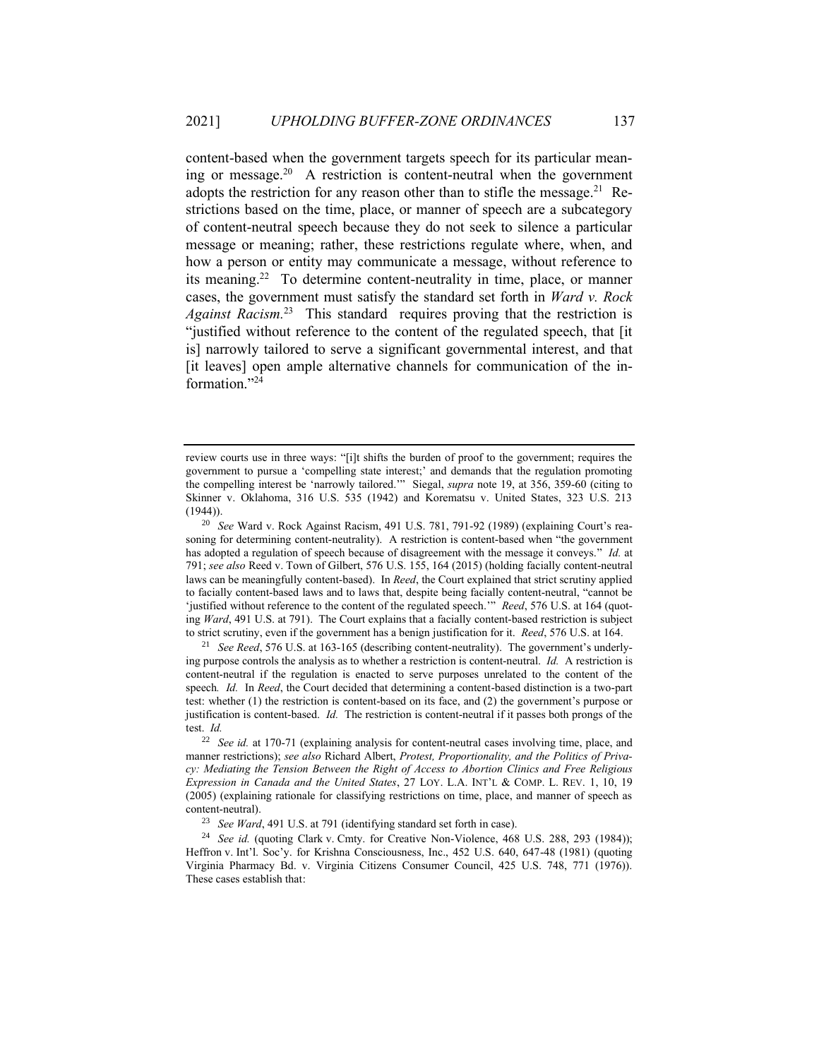content-based when the government targets speech for its particular meaning or message.[20] A restriction is content-neutral when the government adopts the restriction for any reason other than to stifle the message.[21] Restrictions based on the time, place, or manner of speech are a subcategory of content-neutral speech because they do not seek to silence a particular message or meaning; rather, these restrictions regulate where, when, and how a person or entity may communicate a message, without reference to its meaning.[22] To determine content-neutrality in time, place, or manner cases, the government must satisfy the standard set forth in *Ward v. Rock Against Racism*.[23] This standard requires proving that the restriction is "justified without reference to the content of the regulated speech, that [it is] narrowly tailored to serve a significant governmental interest, and that [it leaves] open ample alternative channels for communication of the information."[24]

---

review courts use in three ways: "[i]t shifts the burden of proof to the government; requires the government to pursue a 'compelling state interest;' and demands that the regulation promoting the compelling interest be 'narrowly tailored.'" Siegal, *supra* note 19, at 356, 359-60 (citing to Skinner v. Oklahoma, 316 U.S. 535 (1942) and Korematsu v. United States, 323 U.S. 213 (1944)).

[20] *See* Ward v. Rock Against Racism, 491 U.S. 781, 791-92 (1989) (explaining Court's reasoning for determining content-neutrality). A restriction is content-based when "the government has adopted a regulation of speech because of disagreement with the message it conveys." *Id.* at 791; *see also* Reed v. Town of Gilbert, 576 U.S. 155, 164 (2015) (holding facially content-neutral laws can be meaningfully content-based). In *Reed*, the Court explained that strict scrutiny applied to facially content-based laws and to laws that, despite being facially content-neutral, "cannot be 'justified without reference to the content of the regulated speech.'" *Reed*, 576 U.S. at 164 (quoting *Ward*, 491 U.S. at 791). The Court explains that a facially content-based restriction is subject to strict scrutiny, even if the government has a benign justification for it. *Reed*, 576 U.S. at 164.

[21] *See Reed*, 576 U.S. at 163-165 (describing content-neutrality). The government's underlying purpose controls the analysis as to whether a restriction is content-neutral. *Id.* A restriction is content-neutral if the regulation is enacted to serve purposes unrelated to the content of the speech. *Id.* In *Reed*, the Court decided that determining a content-based distinction is a two-part test: whether (1) the restriction is content-based on its face, and (2) the government's purpose or justification is content-based. *Id.* The restriction is content-neutral if it passes both prongs of the test. *Id.*

[22] *See id.* at 170-71 (explaining analysis for content-neutral cases involving time, place, and manner restrictions); *see also* Richard Albert, *Protest, Proportionality, and the Politics of Privacy: Mediating the Tension Between the Right of Access to Abortion Clinics and Free Religious Expression in Canada and the United States*, 27 LOY. L.A. INT'L & COMP. L. REV. 1, 10, 19 (2005) (explaining rationale for classifying restrictions on time, place, and manner of speech as content-neutral).

[23] *See Ward*, 491 U.S. at 791 (identifying standard set forth in case).

[24] *See id.* (quoting Clark v. Cmty. for Creative Non-Violence, 468 U.S. 288, 293 (1984)); Heffron v. Int'l. Soc'y. for Krishna Consciousness, Inc., 452 U.S. 640, 647-48 (1981) (quoting Virginia Pharmacy Bd. v. Virginia Citizens Consumer Council, 425 U.S. 748, 771 (1976)). These cases establish that: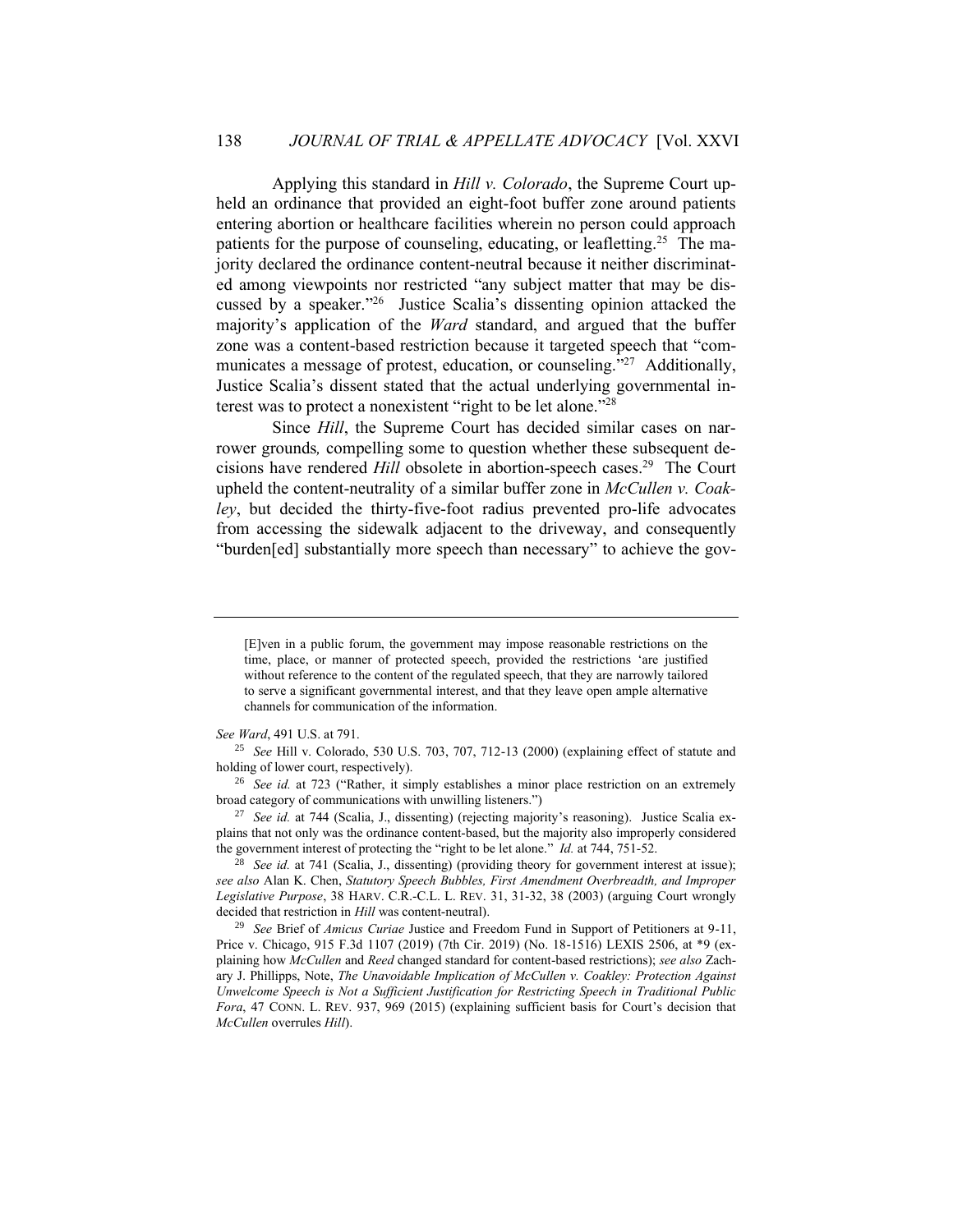Applying this standard in *Hill v. Colorado*, the Supreme Court upheld an ordinance that provided an eight-foot buffer zone around patients entering abortion or healthcare facilities wherein no person could approach patients for the purpose of counseling, educating, or leafletting.[25] The majority declared the ordinance content-neutral because it neither discriminated among viewpoints nor restricted "any subject matter that may be discussed by a speaker."[26] Justice Scalia's dissenting opinion attacked the majority's application of the *Ward* standard, and argued that the buffer zone was a content-based restriction because it targeted speech that "communicates a message of protest, education, or counseling."[27] Additionally, Justice Scalia's dissent stated that the actual underlying governmental interest was to protect a nonexistent "right to be let alone."[28]

Since *Hill*, the Supreme Court has decided similar cases on narrower grounds*,* compelling some to question whether these subsequent decisions have rendered *Hill* obsolete in abortion-speech cases.[29] The Court upheld the content-neutrality of a similar buffer zone in *McCullen v. Coakley*, but decided the thirty-five-foot radius prevented pro-life advocates from accessing the sidewalk adjacent to the driveway, and consequently "burden[ed] substantially more speech than necessary" to achieve the gov-

---

> [E]ven in a public forum, the government may impose reasonable restrictions on the time, place, or manner of protected speech, provided the restrictions 'are justified without reference to the content of the regulated speech, that they are narrowly tailored to serve a significant governmental interest, and that they leave open ample alternative channels for communication of the information.

*See Ward*, 491 U.S. at 791.

[25] *See* Hill v. Colorado, 530 U.S. 703, 707, 712-13 (2000) (explaining effect of statute and holding of lower court, respectively).

[26] *See id.* at 723 ("Rather, it simply establishes a minor place restriction on an extremely broad category of communications with unwilling listeners.")

[27] *See id.* at 744 (Scalia, J., dissenting) (rejecting majority's reasoning). Justice Scalia explains that not only was the ordinance content-based, but the majority also improperly considered the government interest of protecting the "right to be let alone." *Id.* at 744, 751-52.

[28] *See id.* at 741 (Scalia, J., dissenting) (providing theory for government interest at issue); *see also* Alan K. Chen, *Statutory Speech Bubbles, First Amendment Overbreadth, and Improper Legislative Purpose*, 38 HARV. C.R.-C.L. L. REV. 31, 31-32, 38 (2003) (arguing Court wrongly decided that restriction in *Hill* was content-neutral).

[29] *See* Brief of *Amicus Curiae* Justice and Freedom Fund in Support of Petitioners at 9-11, Price v. Chicago, 915 F.3d 1107 (2019) (7th Cir. 2019) (No. 18-1516) LEXIS 2506, at *9 (explaining how *McCullen* and *Reed* changed standard for content-based restrictions); *see also* Zachary J. Phillipps, Note, *The Unavoidable Implication of McCullen v. Coakley: Protection Against Unwelcome Speech is Not a Sufficient Justification for Restricting Speech in Traditional Public Fora*, 47 CONN. L. REV. 937, 969 (2015) (explaining sufficient basis for Court's decision that *McCullen* overrules *Hill*).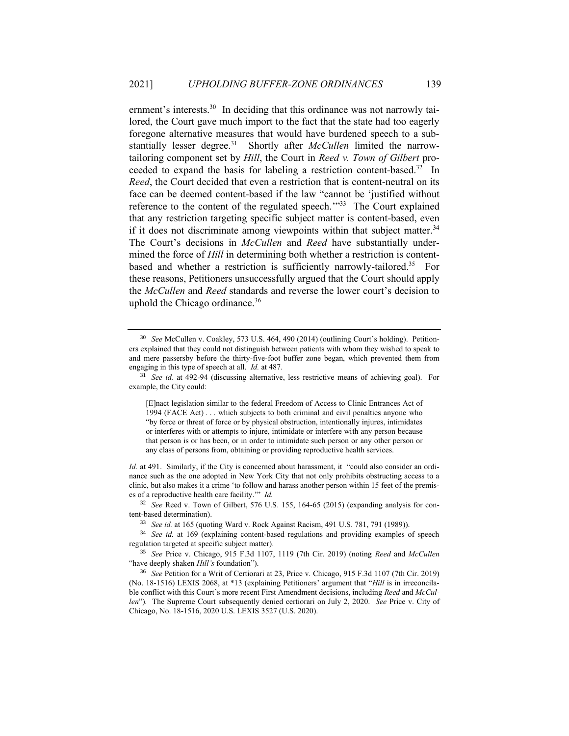ernment's interests.[30] In deciding that this ordinance was not narrowly tailored, the Court gave much import to the fact that the state had too eagerly foregone alternative measures that would have burdened speech to a substantially lesser degree.[31] Shortly after *McCullen* limited the narrow-tailoring component set by *Hill*, the Court in *Reed v. Town of Gilbert* proceeded to expand the basis for labeling a restriction content-based.[32] In *Reed*, the Court decided that even a restriction that is content-neutral on its face can be deemed content-based if the law "cannot be 'justified without reference to the content of the regulated speech.'"[33] The Court explained that any restriction targeting specific subject matter is content-based, even if it does not discriminate among viewpoints within that subject matter.[34] The Court's decisions in *McCullen* and *Reed* have substantially undermined the force of *Hill* in determining both whether a restriction is content-based and whether a restriction is sufficiently narrowly-tailored.[35] For these reasons, Petitioners unsuccessfully argued that the Court should apply the *McCullen* and *Reed* standards and reverse the lower court's decision to uphold the Chicago ordinance.[36]

---

[30] *See* McCullen v. Coakley, 573 U.S. 464, 490 (2014) (outlining Court's holding). Petitioners explained that they could not distinguish between patients with whom they wished to speak to and mere passersby before the thirty-five-foot buffer zone began, which prevented them from engaging in this type of speech at all. *Id.* at 487.

[31] *See id.* at 492-94 (discussing alternative, less restrictive means of achieving goal). For example, the City could:

> [E]nact legislation similar to the federal Freedom of Access to Clinic Entrances Act of 1994 (FACE Act) . . . which subjects to both criminal and civil penalties anyone who "by force or threat of force or by physical obstruction, intentionally injures, intimidates or interferes with or attempts to injure, intimidate or interfere with any person because that person is or has been, or in order to intimidate such person or any other person or any class of persons from, obtaining or providing reproductive health services.

*Id.* at 491. Similarly, if the City is concerned about harassment, it "could also consider an ordinance such as the one adopted in New York City that not only prohibits obstructing access to a clinic, but also makes it a crime 'to follow and harass another person within 15 feet of the premises of a reproductive health care facility.'" *Id.*

[32] *See* Reed v. Town of Gilbert, 576 U.S. 155, 164-65 (2015) (expanding analysis for content-based determination).

[33] *See id.* at 165 (quoting Ward v. Rock Against Racism, 491 U.S. 781, 791 (1989)).

[34] *See id.* at 169 (explaining content-based regulations and providing examples of speech regulation targeted at specific subject matter).

[35] *See* Price v. Chicago, 915 F.3d 1107, 1119 (7th Cir. 2019) (noting *Reed* and *McCullen* "have deeply shaken *Hill's* foundation").

[36] *See* Petition for a Writ of Certiorari at 23, Price v. Chicago, 915 F.3d 1107 (7th Cir. 2019) (No. 18-1516) LEXIS 2068, at \*13 (explaining Petitioners' argument that "*Hill* is in irreconcilable conflict with this Court's more recent First Amendment decisions, including *Reed* and *McCullen*"). The Supreme Court subsequently denied certiorari on July 2, 2020. *See* Price v. City of Chicago, No. 18-1516, 2020 U.S. LEXIS 3527 (U.S. 2020).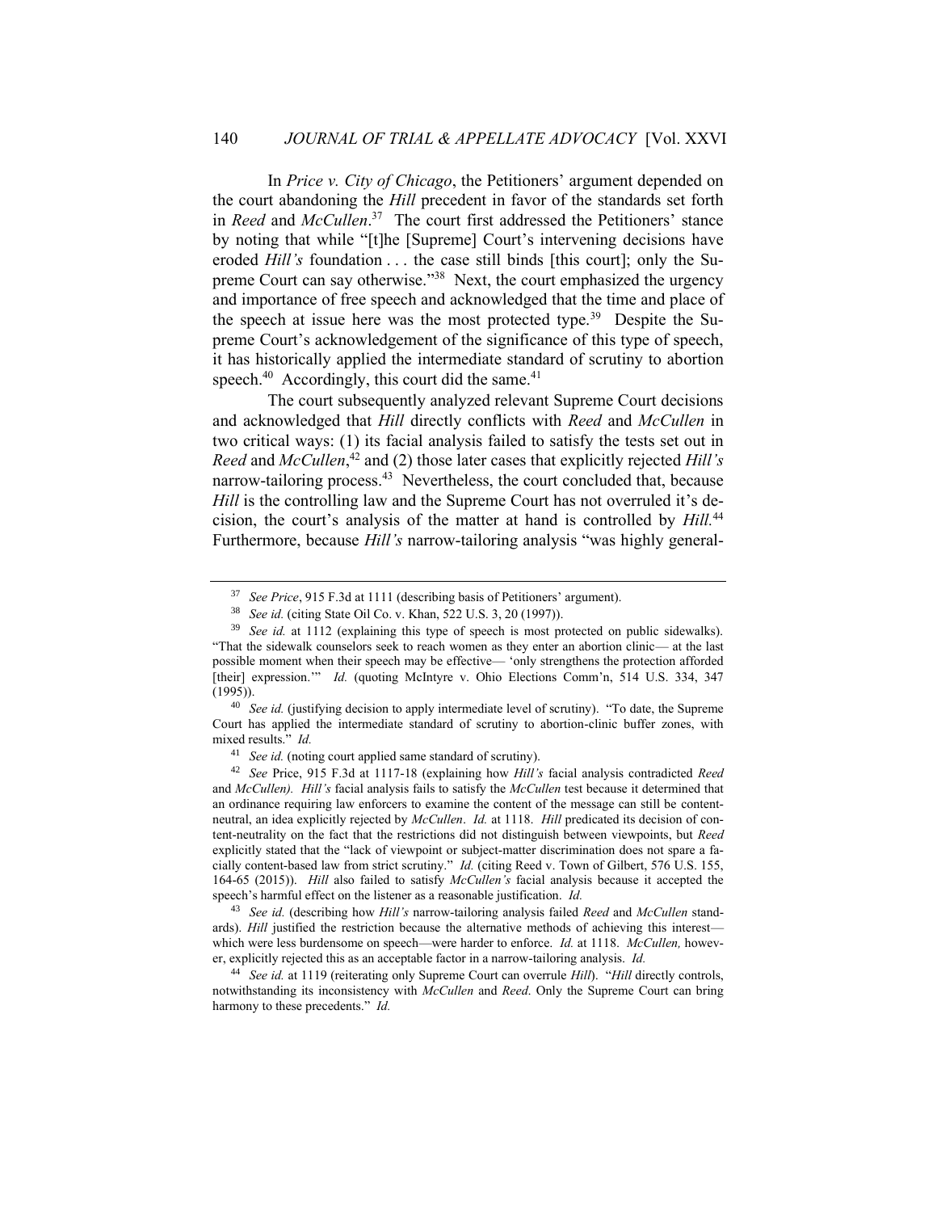In *Price v. City of Chicago*, the Petitioners' argument depended on the court abandoning the *Hill* precedent in favor of the standards set forth in *Reed* and *McCullen*.[37] The court first addressed the Petitioners' stance by noting that while "[t]he [Supreme] Court's intervening decisions have eroded *Hill's* foundation . . . the case still binds [this court]; only the Supreme Court can say otherwise."[38] Next, the court emphasized the urgency and importance of free speech and acknowledged that the time and place of the speech at issue here was the most protected type.[39] Despite the Supreme Court's acknowledgement of the significance of this type of speech, it has historically applied the intermediate standard of scrutiny to abortion speech.[40] Accordingly, this court did the same.[41]

The court subsequently analyzed relevant Supreme Court decisions and acknowledged that *Hill* directly conflicts with *Reed* and *McCullen* in two critical ways: (1) its facial analysis failed to satisfy the tests set out in *Reed* and *McCullen*,[42] and (2) those later cases that explicitly rejected *Hill's* narrow-tailoring process.[43] Nevertheless, the court concluded that, because *Hill* is the controlling law and the Supreme Court has not overruled it's decision, the court's analysis of the matter at hand is controlled by *Hill*.[44] Furthermore, because *Hill's* narrow-tailoring analysis "was highly general-

---

[37] *See Price*, 915 F.3d at 1111 (describing basis of Petitioners' argument).

[38] *See id.* (citing State Oil Co. v. Khan, 522 U.S. 3, 20 (1997)).

[39] *See id.* at 1112 (explaining this type of speech is most protected on public sidewalks). "That the sidewalk counselors seek to reach women as they enter an abortion clinic— at the last possible moment when their speech may be effective— 'only strengthens the protection afforded [their] expression.'" *Id.* (quoting McIntyre v. Ohio Elections Comm'n, 514 U.S. 334, 347 (1995)).

[40] *See id.* (justifying decision to apply intermediate level of scrutiny). "To date, the Supreme Court has applied the intermediate standard of scrutiny to abortion-clinic buffer zones, with mixed results." *Id.*

[41] *See id.* (noting court applied same standard of scrutiny).

[42] *See* Price, 915 F.3d at 1117-18 (explaining how *Hill's* facial analysis contradicted *Reed* and *McCullen). Hill's* facial analysis fails to satisfy the *McCullen* test because it determined that an ordinance requiring law enforcers to examine the content of the message can still be content-neutral, an idea explicitly rejected by *McCullen*. *Id.* at 1118. *Hill* predicated its decision of content-neutrality on the fact that the restrictions did not distinguish between viewpoints, but *Reed* explicitly stated that the "lack of viewpoint or subject-matter discrimination does not spare a facially content-based law from strict scrutiny." *Id.* (citing Reed v. Town of Gilbert, 576 U.S. 155, 164-65 (2015)). *Hill* also failed to satisfy *McCullen's* facial analysis because it accepted the speech's harmful effect on the listener as a reasonable justification. *Id.*

[43] *See id.* (describing how *Hill's* narrow-tailoring analysis failed *Reed* and *McCullen* standards). *Hill* justified the restriction because the alternative methods of achieving this interest—which were less burdensome on speech—were harder to enforce. *Id.* at 1118. *McCullen,* however, explicitly rejected this as an acceptable factor in a narrow-tailoring analysis. *Id.*

[44] *See id.* at 1119 (reiterating only Supreme Court can overrule *Hill*). "*Hill* directly controls, notwithstanding its inconsistency with *McCullen* and *Reed*. Only the Supreme Court can bring harmony to these precedents." *Id.*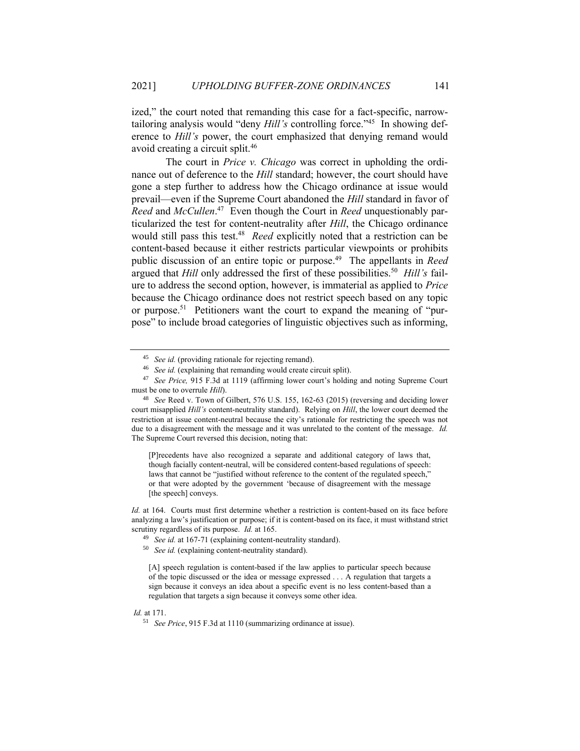ized," the court noted that remanding this case for a fact-specific, narrow-tailoring analysis would "deny *Hill's* controlling force."[45] In showing deference to *Hill's* power, the court emphasized that denying remand would avoid creating a circuit split.[46]

The court in *Price v. Chicago* was correct in upholding the ordinance out of deference to the *Hill* standard; however, the court should have gone a step further to address how the Chicago ordinance at issue would prevail—even if the Supreme Court abandoned the *Hill* standard in favor of *Reed* and *McCullen*.[47] Even though the Court in *Reed* unquestionably particularized the test for content-neutrality after *Hill*, the Chicago ordinance would still pass this test.[48] *Reed* explicitly noted that a restriction can be content-based because it either restricts particular viewpoints or prohibits public discussion of an entire topic or purpose.[49] The appellants in *Reed* argued that *Hill* only addressed the first of these possibilities.[50] *Hill's* failure to address the second option, however, is immaterial as applied to *Price* because the Chicago ordinance does not restrict speech based on any topic or purpose.[51] Petitioners want the court to expand the meaning of "purpose" to include broad categories of linguistic objectives such as informing,

---

[45] *See id.* (providing rationale for rejecting remand).

[46] *See id.* (explaining that remanding would create circuit split).

[47] *See Price,* 915 F.3d at 1119 (affirming lower court's holding and noting Supreme Court must be one to overrule *Hill*).

[48] *See* Reed v. Town of Gilbert, 576 U.S. 155, 162-63 (2015) (reversing and deciding lower court misapplied *Hill's* content-neutrality standard). Relying on *Hill*, the lower court deemed the restriction at issue content-neutral because the city's rationale for restricting the speech was not due to a disagreement with the message and it was unrelated to the content of the message. *Id.* The Supreme Court reversed this decision, noting that:

> [P]recedents have also recognized a separate and additional category of laws that, though facially content-neutral, will be considered content-based regulations of speech: laws that cannot be "justified without reference to the content of the regulated speech," or that were adopted by the government 'because of disagreement with the message [the speech] conveys.

*Id.* at 164. Courts must first determine whether a restriction is content-based on its face before analyzing a law's justification or purpose; if it is content-based on its face, it must withstand strict scrutiny regardless of its purpose. *Id.* at 165.

[49] *See id.* at 167-71 (explaining content-neutrality standard).

[50] *See id.* (explaining content-neutrality standard).

> [A] speech regulation is content-based if the law applies to particular speech because of the topic discussed or the idea or message expressed . . . A regulation that targets a sign because it conveys an idea about a specific event is no less content-based than a regulation that targets a sign because it conveys some other idea.

*Id.* at 171.

[51] *See Price*, 915 F.3d at 1110 (summarizing ordinance at issue).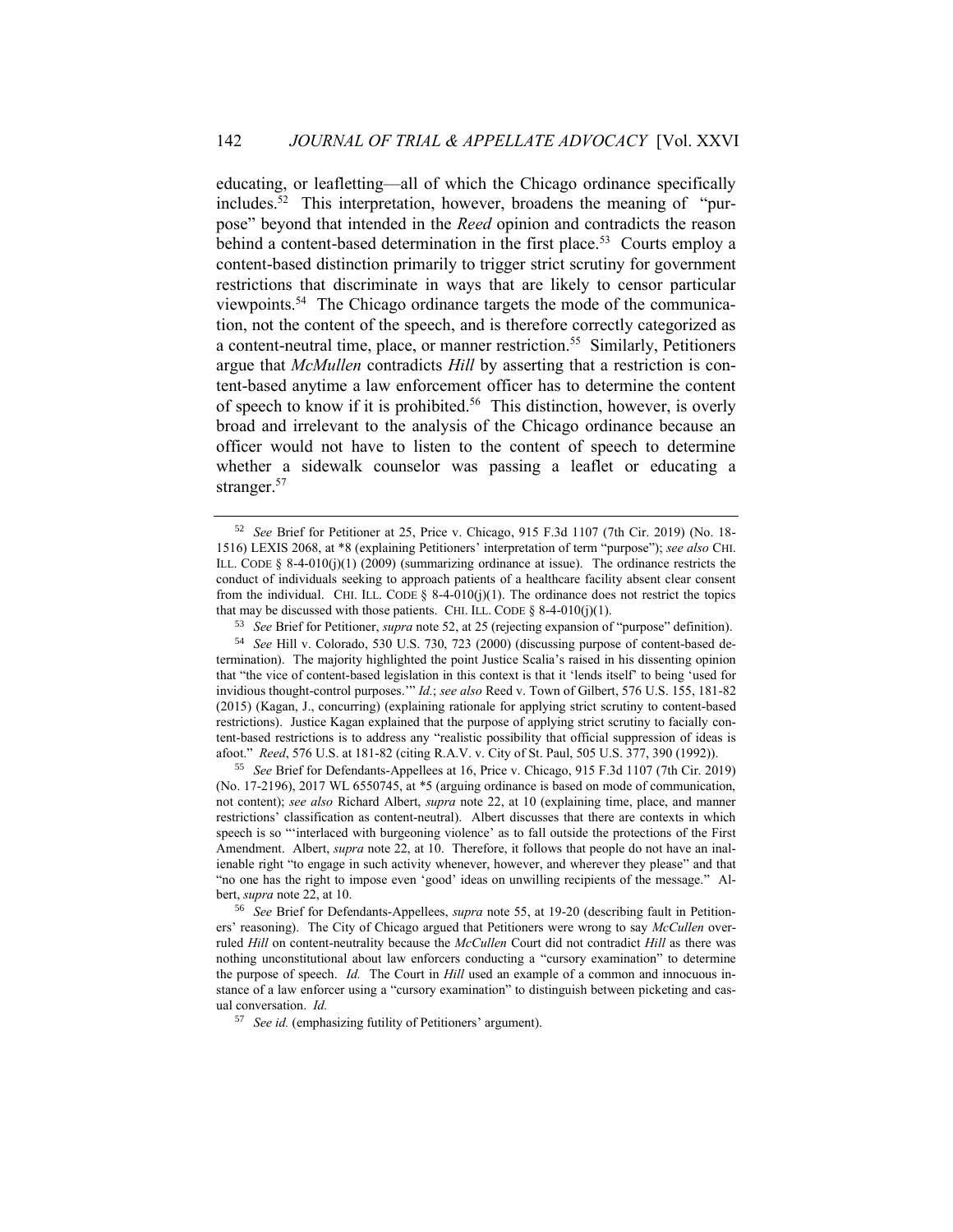educating, or leafletting—all of which the Chicago ordinance specifically includes.[52] This interpretation, however, broadens the meaning of "purpose" beyond that intended in the *Reed* opinion and contradicts the reason behind a content-based determination in the first place.[53] Courts employ a content-based distinction primarily to trigger strict scrutiny for government restrictions that discriminate in ways that are likely to censor particular viewpoints.[54] The Chicago ordinance targets the mode of the communication, not the content of the speech, and is therefore correctly categorized as a content-neutral time, place, or manner restriction.[55] Similarly, Petitioners argue that *McMullen* contradicts *Hill* by asserting that a restriction is content-based anytime a law enforcement officer has to determine the content of speech to know if it is prohibited.[56] This distinction, however, is overly broad and irrelevant to the analysis of the Chicago ordinance because an officer would not have to listen to the content of speech to determine whether a sidewalk counselor was passing a leaflet or educating a stranger.[57]

---

[52] *See* Brief for Petitioner at 25, Price v. Chicago, 915 F.3d 1107 (7th Cir. 2019) (No. 18-1516) LEXIS 2068, at *8 (explaining Petitioners' interpretation of term "purpose"); *see also* CHI. ILL. CODE § 8-4-010(j)(1) (2009) (summarizing ordinance at issue). The ordinance restricts the conduct of individuals seeking to approach patients of a healthcare facility absent clear consent from the individual. CHI. ILL. CODE § 8-4-010(j)(1). The ordinance does not restrict the topics that may be discussed with those patients. CHI. ILL. CODE § 8-4-010(j)(1).

[53] *See* Brief for Petitioner, *supra* note 52, at 25 (rejecting expansion of "purpose" definition).

[54] *See* Hill v. Colorado, 530 U.S. 730, 723 (2000) (discussing purpose of content-based determination). The majority highlighted the point Justice Scalia's raised in his dissenting opinion that "the vice of content-based legislation in this context is that it 'lends itself' to being 'used for invidious thought-control purposes.'" *Id.*; *see also* Reed v. Town of Gilbert, 576 U.S. 155, 181-82 (2015) (Kagan, J., concurring) (explaining rationale for applying strict scrutiny to content-based restrictions). Justice Kagan explained that the purpose of applying strict scrutiny to facially content-based restrictions is to address any "realistic possibility that official suppression of ideas is afoot." *Reed*, 576 U.S. at 181-82 (citing R.A.V. v. City of St. Paul, 505 U.S. 377, 390 (1992)).

[55] *See* Brief for Defendants-Appellees at 16, Price v. Chicago, 915 F.3d 1107 (7th Cir. 2019) (No. 17-2196), 2017 WL 6550745, at *5 (arguing ordinance is based on mode of communication, not content); *see also* Richard Albert, *supra* note 22, at 10 (explaining time, place, and manner restrictions' classification as content-neutral). Albert discusses that there are contexts in which speech is so "'interlaced with burgeoning violence' as to fall outside the protections of the First Amendment. Albert, *supra* note 22, at 10. Therefore, it follows that people do not have an inalienable right "to engage in such activity whenever, however, and wherever they please" and that "no one has the right to impose even 'good' ideas on unwilling recipients of the message." Albert, *supra* note 22, at 10.

[56] *See* Brief for Defendants-Appellees, *supra* note 55, at 19-20 (describing fault in Petitioners' reasoning). The City of Chicago argued that Petitioners were wrong to say *McCullen* overruled *Hill* on content-neutrality because the *McCullen* Court did not contradict *Hill* as there was nothing unconstitutional about law enforcers conducting a "cursory examination" to determine the purpose of speech. *Id.* The Court in *Hill* used an example of a common and innocuous instance of a law enforcer using a "cursory examination" to distinguish between picketing and casual conversation. *Id.*

[57] *See id.* (emphasizing futility of Petitioners' argument).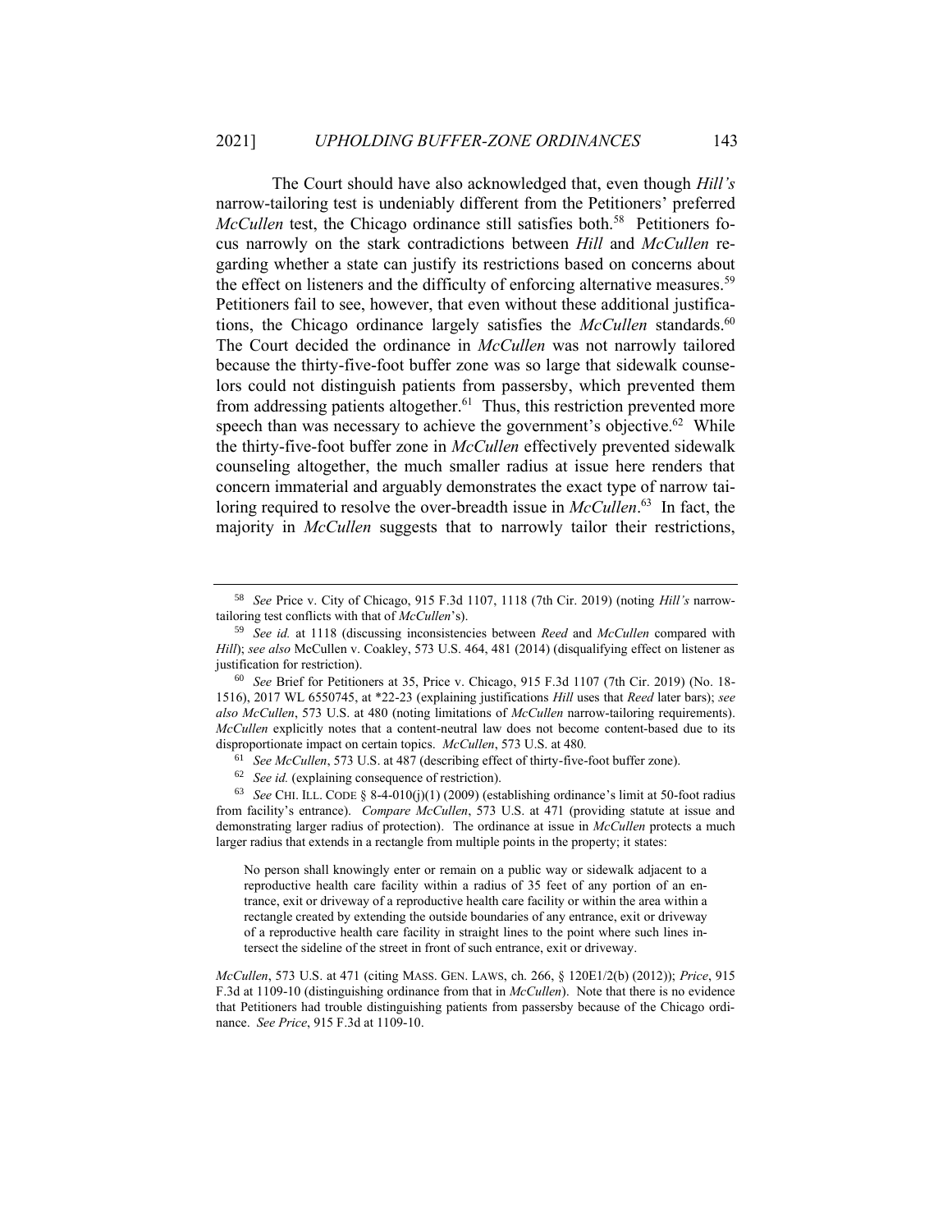The Court should have also acknowledged that, even though *Hill's* narrow-tailoring test is undeniably different from the Petitioners' preferred *McCullen* test, the Chicago ordinance still satisfies both.[58] Petitioners focus narrowly on the stark contradictions between *Hill* and *McCullen* regarding whether a state can justify its restrictions based on concerns about the effect on listeners and the difficulty of enforcing alternative measures.[59] Petitioners fail to see, however, that even without these additional justifications, the Chicago ordinance largely satisfies the *McCullen* standards.[60] The Court decided the ordinance in *McCullen* was not narrowly tailored because the thirty-five-foot buffer zone was so large that sidewalk counselors could not distinguish patients from passersby, which prevented them from addressing patients altogether.[61] Thus, this restriction prevented more speech than was necessary to achieve the government's objective.[62] While the thirty-five-foot buffer zone in *McCullen* effectively prevented sidewalk counseling altogether, the much smaller radius at issue here renders that concern immaterial and arguably demonstrates the exact type of narrow tailoring required to resolve the over-breadth issue in *McCullen*.[63] In fact, the majority in *McCullen* suggests that to narrowly tailor their restrictions,

---

[58] *See* Price v. City of Chicago, 915 F.3d 1107, 1118 (7th Cir. 2019) (noting *Hill's* narrow-tailoring test conflicts with that of *McCullen*'s).

[59] *See id.* at 1118 (discussing inconsistencies between *Reed* and *McCullen* compared with *Hill*); *see also* McCullen v. Coakley, 573 U.S. 464, 481 (2014) (disqualifying effect on listener as justification for restriction).

[60] *See* Brief for Petitioners at 35, Price v. Chicago, 915 F.3d 1107 (7th Cir. 2019) (No. 18-1516), 2017 WL 6550745, at *22-23 (explaining justifications *Hill* uses that *Reed* later bars); *see also McCullen*, 573 U.S. at 480 (noting limitations of *McCullen* narrow-tailoring requirements). *McCullen* explicitly notes that a content-neutral law does not become content-based due to its disproportionate impact on certain topics. *McCullen*, 573 U.S. at 480.

[61] *See McCullen*, 573 U.S. at 487 (describing effect of thirty-five-foot buffer zone).

[62] *See id.* (explaining consequence of restriction).

[63] *See* CHI. ILL. CODE § 8-4-010(j)(1) (2009) (establishing ordinance's limit at 50-foot radius from facility's entrance). *Compare McCullen*, 573 U.S. at 471 (providing statute at issue and demonstrating larger radius of protection). The ordinance at issue in *McCullen* protects a much larger radius that extends in a rectangle from multiple points in the property; it states:

> No person shall knowingly enter or remain on a public way or sidewalk adjacent to a reproductive health care facility within a radius of 35 feet of any portion of an entrance, exit or driveway of a reproductive health care facility or within the area within a rectangle created by extending the outside boundaries of any entrance, exit or driveway of a reproductive health care facility in straight lines to the point where such lines intersect the sideline of the street in front of such entrance, exit or driveway.

*McCullen*, 573 U.S. at 471 (citing MASS. GEN. LAWS, ch. 266, § 120E1/2(b) (2012)); *Price*, 915 F.3d at 1109-10 (distinguishing ordinance from that in *McCullen*). Note that there is no evidence that Petitioners had trouble distinguishing patients from passersby because of the Chicago ordinance. *See Price*, 915 F.3d at 1109-10.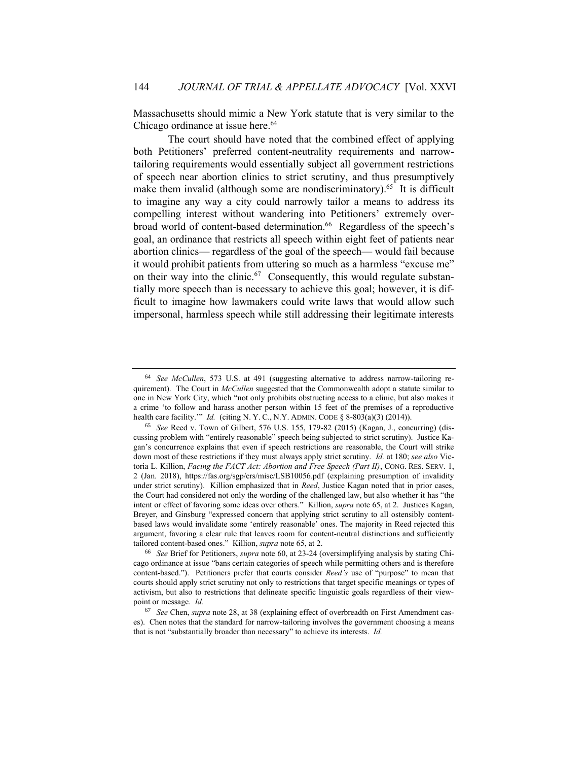Massachusetts should mimic a New York statute that is very similar to the Chicago ordinance at issue here.[64]

The court should have noted that the combined effect of applying both Petitioners' preferred content-neutrality requirements and narrow-tailoring requirements would essentially subject all government restrictions of speech near abortion clinics to strict scrutiny, and thus presumptively make them invalid (although some are nondiscriminatory).[65] It is difficult to imagine any way a city could narrowly tailor a means to address its compelling interest without wandering into Petitioners' extremely overbroad world of content-based determination.[66] Regardless of the speech's goal, an ordinance that restricts all speech within eight feet of patients near abortion clinics— regardless of the goal of the speech— would fail because it would prohibit patients from uttering so much as a harmless "excuse me" on their way into the clinic.[67] Consequently, this would regulate substantially more speech than is necessary to achieve this goal; however, it is difficult to imagine how lawmakers could write laws that would allow such impersonal, harmless speech while still addressing their legitimate interests

---

[64] *See McCullen*, 573 U.S. at 491 (suggesting alternative to address narrow-tailoring requirement). The Court in *McCullen* suggested that the Commonwealth adopt a statute similar to one in New York City, which "not only prohibits obstructing access to a clinic, but also makes it a crime 'to follow and harass another person within 15 feet of the premises of a reproductive health care facility.'" *Id.* (citing N. Y. C., N.Y. ADMIN. CODE § 8-803(a)(3) (2014)).

[65] *See* Reed v. Town of Gilbert, 576 U.S. 155, 179-82 (2015) (Kagan, J., concurring) (discussing problem with "entirely reasonable" speech being subjected to strict scrutiny). Justice Kagan's concurrence explains that even if speech restrictions are reasonable, the Court will strike down most of these restrictions if they must always apply strict scrutiny. *Id.* at 180; *see also* Victoria L. Killion, *Facing the FACT Act: Abortion and Free Speech (Part II)*, CONG. RES. SERV. 1, 2 (Jan. 2018), https://fas.org/sgp/crs/misc/LSB10056.pdf (explaining presumption of invalidity under strict scrutiny). Killion emphasized that in *Reed*, Justice Kagan noted that in prior cases, the Court had considered not only the wording of the challenged law, but also whether it has "the intent or effect of favoring some ideas over others." Killion, *supra* note 65, at 2. Justices Kagan, Breyer, and Ginsburg "expressed concern that applying strict scrutiny to all ostensibly content-based laws would invalidate some 'entirely reasonable' ones. The majority in Reed rejected this argument, favoring a clear rule that leaves room for content-neutral distinctions and sufficiently tailored content-based ones." Killion, *supra* note 65, at 2.

[66] *See* Brief for Petitioners, *supra* note 60, at 23-24 (oversimplifying analysis by stating Chicago ordinance at issue "bans certain categories of speech while permitting others and is therefore content-based."). Petitioners prefer that courts consider *Reed's* use of "purpose" to mean that courts should apply strict scrutiny not only to restrictions that target specific meanings or types of activism, but also to restrictions that delineate specific linguistic goals regardless of their viewpoint or message. *Id.*

[67] *See* Chen, *supra* note 28, at 38 (explaining effect of overbreadth on First Amendment cases). Chen notes that the standard for narrow-tailoring involves the government choosing a means that is not "substantially broader than necessary" to achieve its interests. *Id.*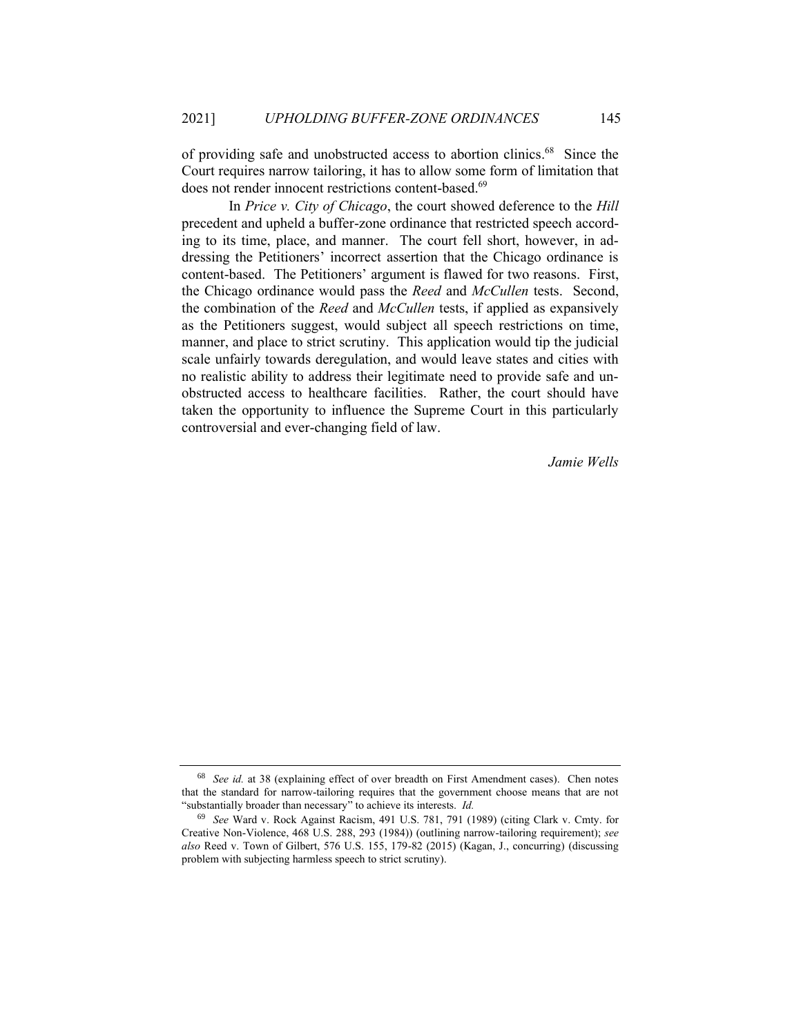of providing safe and unobstructed access to abortion clinics.[68] Since the Court requires narrow tailoring, it has to allow some form of limitation that does not render innocent restrictions content-based.[69]

In *Price v. City of Chicago*, the court showed deference to the *Hill* precedent and upheld a buffer-zone ordinance that restricted speech according to its time, place, and manner. The court fell short, however, in addressing the Petitioners' incorrect assertion that the Chicago ordinance is content-based. The Petitioners' argument is flawed for two reasons. First, the Chicago ordinance would pass the *Reed* and *McCullen* tests. Second, the combination of the *Reed* and *McCullen* tests, if applied as expansively as the Petitioners suggest, would subject all speech restrictions on time, manner, and place to strict scrutiny. This application would tip the judicial scale unfairly towards deregulation, and would leave states and cities with no realistic ability to address their legitimate need to provide safe and unobstructed access to healthcare facilities. Rather, the court should have taken the opportunity to influence the Supreme Court in this particularly controversial and ever-changing field of law.

*Jamie Wells*

---

[68] *See id.* at 38 (explaining effect of over breadth on First Amendment cases). Chen notes that the standard for narrow-tailoring requires that the government choose means that are not "substantially broader than necessary" to achieve its interests. *Id.*

[69] *See* Ward v. Rock Against Racism, 491 U.S. 781, 791 (1989) (citing Clark v. Cmty. for Creative Non-Violence, 468 U.S. 288, 293 (1984)) (outlining narrow-tailoring requirement); *see also* Reed v. Town of Gilbert, 576 U.S. 155, 179-82 (2015) (Kagan, J., concurring) (discussing problem with subjecting harmless speech to strict scrutiny).